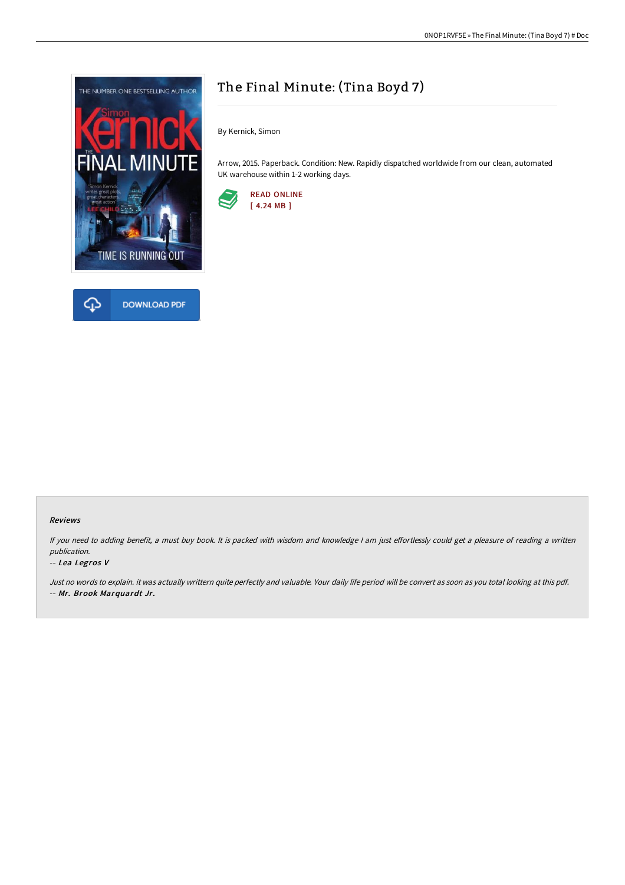# The Final Minute: (Tina Boyd 7)

By Kernick, Simon

Arrow, 2015. Paperback. Condition: New. Rapidly dispatched worldwide from our clean, automated UK warehouse within 1-2 working days.

READ ONLINE
[ 4.24 MB ]

DOWNLOAD PDF

#### Reviews

*If you need to adding benefit, a must buy book. It is packed with wisdom and knowledge I am just effortlessly could get a pleasure of reading a written publication.*

-- *Lea Legros V*

*Just no words to explain. it was actually writtern quite perfectly and valuable. Your daily life period will be convert as soon as you total looking at this pdf.*

-- *Mr. Brook Marquardt Jr.*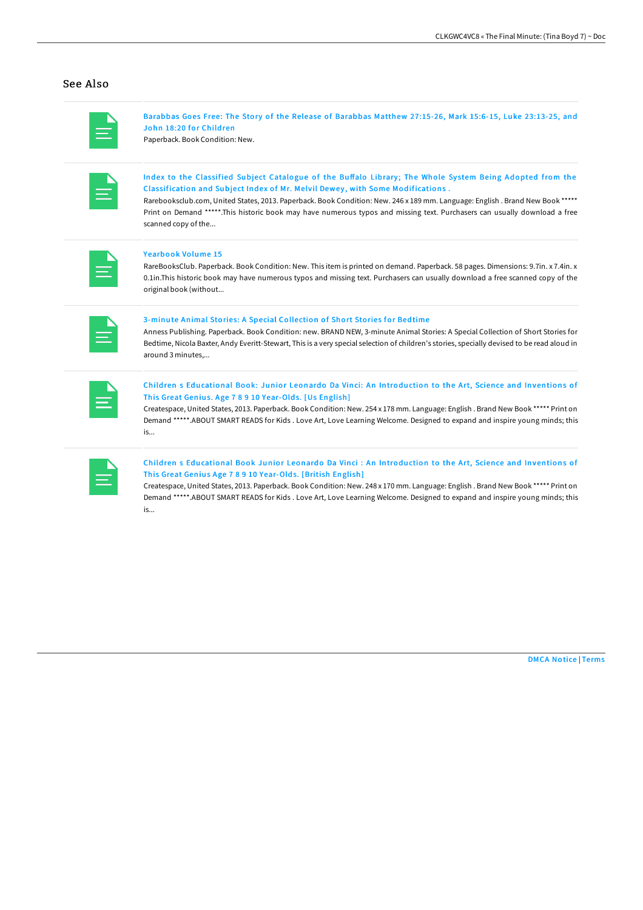## See Also

**Barabbas Goes Free: The Story of the Release of Barabbas Matthew 27:15-26, Mark 15:6-15, Luke 23:13-25, and John 18:20 for Children**

Paperback. Book Condition: New.

**Index to the Classified Subject Catalogue of the Buffalo Library; The Whole System Being Adopted from the Classification and Subject Index of Mr. Melvil Dewey, with Some Modifications .**

Rarebooksclub.com, United States, 2013. Paperback. Book Condition: New. 246 x 189 mm. Language: English . Brand New Book ***** Print on Demand *****.This historic book may have numerous typos and missing text. Purchasers can usually download a free scanned copy of the...

**Yearbook Volume 15**

RareBooksClub. Paperback. Book Condition: New. This item is printed on demand. Paperback. 58 pages. Dimensions: 9.7in. x 7.4in. x 0.1in.This historic book may have numerous typos and missing text. Purchasers can usually download a free scanned copy of the original book (without...

**3-minute Animal Stories: A Special Collection of Short Stories for Bedtime**

Anness Publishing. Paperback. Book Condition: new. BRAND NEW, 3-minute Animal Stories: A Special Collection of Short Stories for Bedtime, Nicola Baxter, Andy Everitt-Stewart, This is a very special selection of children's stories, specially devised to be read aloud in around 3 minutes,...

**Children s Educational Book: Junior Leonardo Da Vinci: An Introduction to the Art, Science and Inventions of This Great Genius. Age 7 8 9 10 Year-Olds. [Us English]**

Createspace, United States, 2013. Paperback. Book Condition: New. 254 x 178 mm. Language: English . Brand New Book ***** Print on Demand *****.ABOUT SMART READS for Kids . Love Art, Love Learning Welcome. Designed to expand and inspire young minds; this is...

**Children s Educational Book Junior Leonardo Da Vinci : An Introduction to the Art, Science and Inventions of This Great Genius Age 7 8 9 10 Year-Olds. [British English]**

Createspace, United States, 2013. Paperback. Book Condition: New. 248 x 170 mm. Language: English . Brand New Book ***** Print on Demand *****.ABOUT SMART READS for Kids . Love Art, Love Learning Welcome. Designed to expand and inspire young minds; this is...

DMCA Notice | Terms